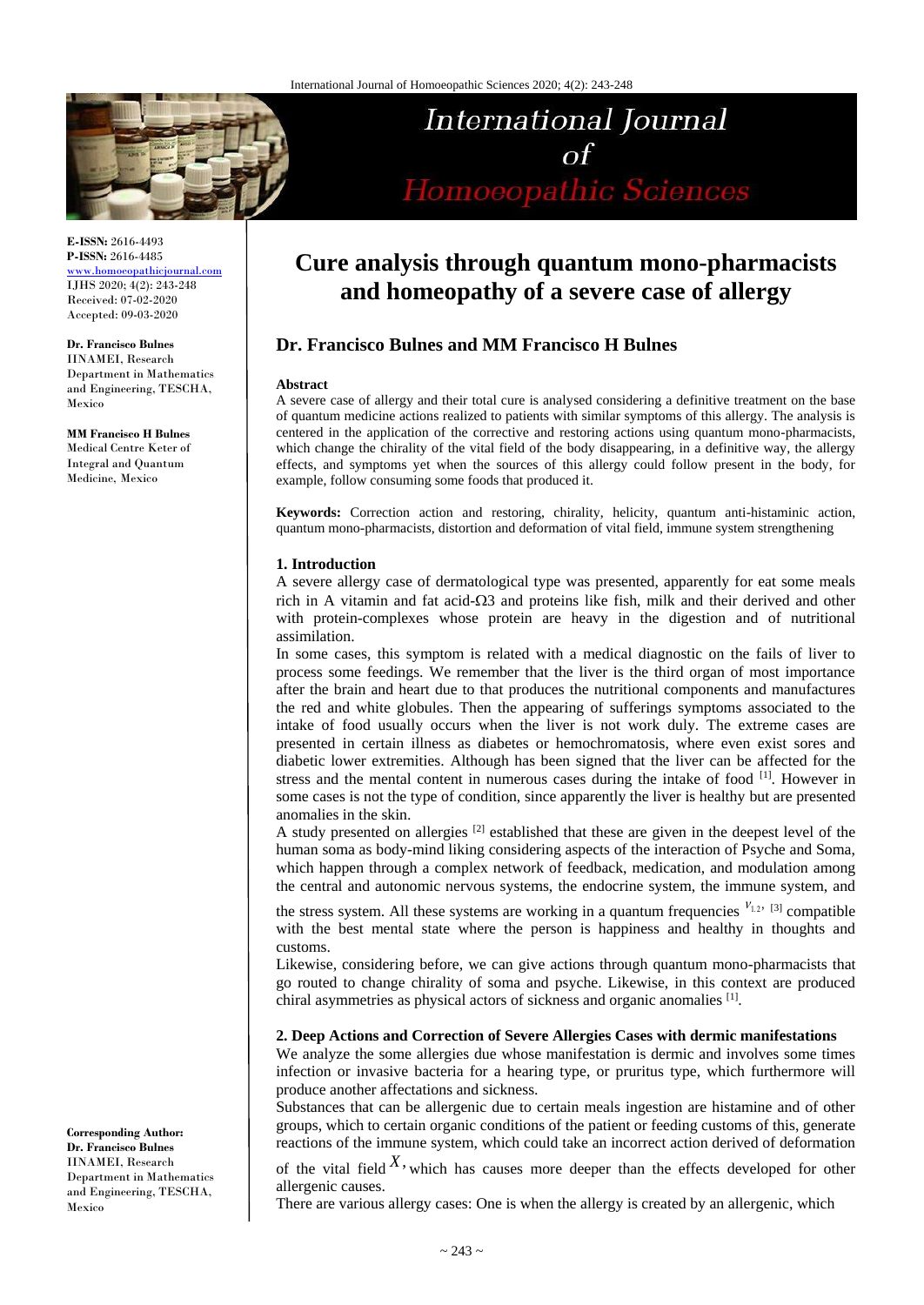# Cure analysis through quantum mono-pharmacists and homeopathy of a severe case of allergy

## Dr. Francisco Bulnes and MM Francisco H Bulnes

**E-ISSN:** 2616-4493
**P-ISSN:** 2616-4485
www.homoeopathicjournal.com
IJHS 2020; 4(2): 243-248
Received: 07-02-2020
Accepted: 09-03-2020

**Dr. Francisco Bulnes**
IINAMEI, Research Department in Mathematics and Engineering, TESCHA, Mexico

**MM Francisco H Bulnes**
Medical Centre Keter of Integral and Quantum Medicine, Mexico

**Corresponding Author:**
**Dr. Francisco Bulnes**
IINAMEI, Research Department in Mathematics and Engineering, TESCHA, Mexico

**Abstract**

A severe case of allergy and their total cure is analysed considering a definitive treatment on the base of quantum medicine actions realized to patients with similar symptoms of this allergy. The analysis is centered in the application of the corrective and restoring actions using quantum mono-pharmacists, which change the chirality of the vital field of the body disappearing, in a definitive way, the allergy effects, and symptoms yet when the sources of this allergy could follow present in the body, for example, follow consuming some foods that produced it.

**Keywords:** Correction action and restoring, chirality, helicity, quantum anti-histaminic action, quantum mono-pharmacists, distortion and deformation of vital field, immune system strengthening

### 1. Introduction

A severe allergy case of dermatological type was presented, apparently for eat some meals rich in A vitamin and fat acid-Ω3 and proteins like fish, milk and their derived and other with protein-complexes whose protein are heavy in the digestion and of nutritional assimilation.

In some cases, this symptom is related with a medical diagnostic on the fails of liver to process some feedings. We remember that the liver is the third organ of most importance after the brain and heart due to that produces the nutritional components and manufactures the red and white globules. Then the appearing of sufferings symptoms associated to the intake of food usually occurs when the liver is not work duly. The extreme cases are presented in certain illness as diabetes or hemochromatosis, where even exist sores and diabetic lower extremities. Although has been signed that the liver can be affected for the stress and the mental content in numerous cases during the intake of food [1]. However in some cases is not the type of condition, since apparently the liver is healthy but are presented anomalies in the skin.

A study presented on allergies [2] established that these are given in the deepest level of the human soma as body-mind liking considering aspects of the interaction of Psyche and Soma, which happen through a complex network of feedback, medication, and modulation among the central and autonomic nervous systems, the endocrine system, the immune system, and the stress system. All these systems are working in a quantum frequencies $\nu_{1,2}$, [3] compatible with the best mental state where the person is happiness and healthy in thoughts and customs.

Likewise, considering before, we can give actions through quantum mono-pharmacists that go routed to change chirality of soma and psyche. Likewise, in this context are produced chiral asymmetries as physical actors of sickness and organic anomalies [1].

### 2. Deep Actions and Correction of Severe Allergies Cases with dermic manifestations

We analyze the some allergies due whose manifestation is dermic and involves some times infection or invasive bacteria for a hearing type, or pruritus type, which furthermore will produce another affectations and sickness.

Substances that can be allergenic due to certain meals ingestion are histamine and of other groups, which to certain organic conditions of the patient or feeding customs of this, generate reactions of the immune system, which could take an incorrect action derived of deformation of the vital field $X$, which has causes more deeper than the effects developed for other allergenic causes.

There are various allergy cases: One is when the allergy is created by an allergenic, which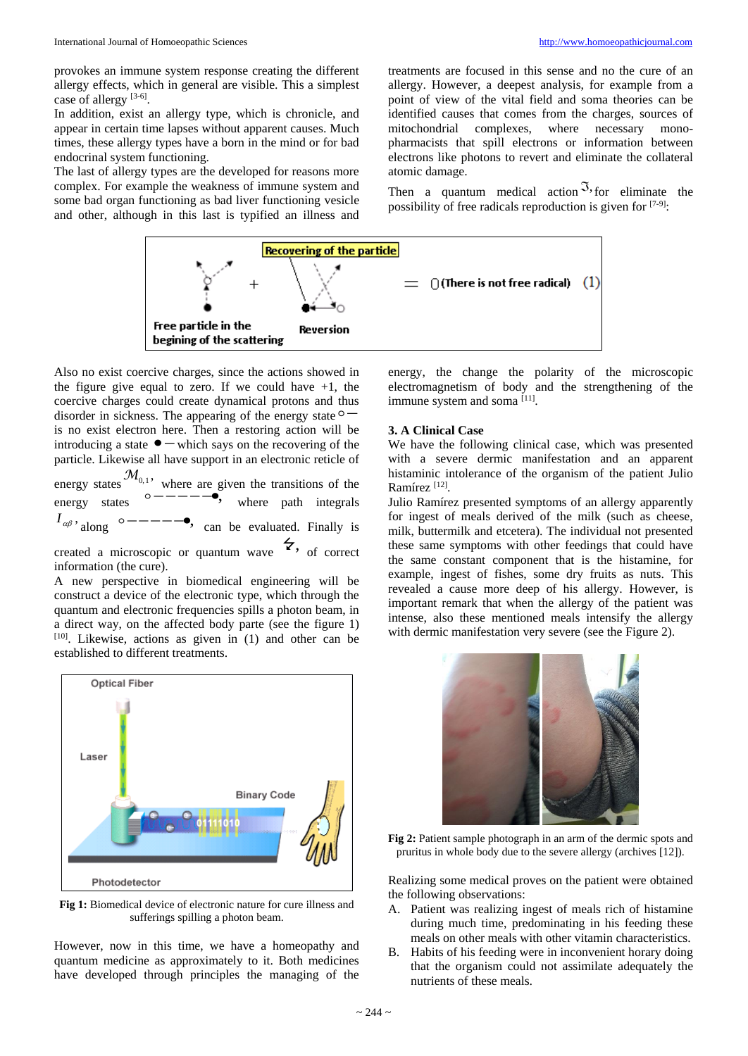provokes an immune system response creating the different allergy effects, which in general are visible. This a simplest case of allergy [3-6].

In addition, exist an allergy type, which is chronicle, and appear in certain time lapses without apparent causes. Much times, these allergy types have a born in the mind or for bad endocrinal system functioning.

The last of allergy types are the developed for reasons more complex. For example the weakness of immune system and some bad organ functioning as bad liver functioning vesicle and other, although in this last is typified an illness and treatments are focused in this sense and no the cure of an allergy. However, a deepest analysis, for example from a point of view of the vital field and soma theories can be identified causes that comes from the charges, sources of mitochondrial complexes, where necessary mono-pharmacists that spill electrons or information between electrons like photons to revert and eliminate the collateral atomic damage.

Then a quantum medical action $\Im$, for eliminate the possibility of free radicals reproduction is given for [7-9]:

Recovering of the particle

Free particle in the begining of the scattering + Reversion = 0 (There is not free radical) (1)

Also no exist coercive charges, since the actions showed in the figure give equal to zero. If we could have +1, the coercive charges could create dynamical protons and thus disorder in sickness. The appearing of the energy state ○— is no exist electron here. Then a restoring action will be introducing a state ●— which says on the recovering of the particle. Likewise all have support in an electronic reticle of energy states $\mathcal{M}_{0,1}$, where are given the transitions of the energy states ○—————●, where path integrals $I_{\alpha\beta}$, along ○—————●, can be evaluated. Finally is created a microscopic or quantum wave ϟ, of correct information (the cure).

A new perspective in biomedical engineering will be construct a device of the electronic type, which through the quantum and electronic frequencies spills a photon beam, in a direct way, on the affected body parte (see the figure 1) [10]. Likewise, actions as given in (1) and other can be established to different treatments.

Optical Fiber

Laser

Binary Code

Photodetector

**Fig 1:** Biomedical device of electronic nature for cure illness and sufferings spilling a photon beam.

However, now in this time, we have a homeopathy and quantum medicine as approximately to it. Both medicines have developed through principles the managing of the energy, the change the polarity of the microscopic electromagnetism of body and the strengthening of the immune system and soma [11].

### 3. A Clinical Case

We have the following clinical case, which was presented with a severe dermic manifestation and an apparent histaminic intolerance of the organism of the patient Julio Ramírez [12].

Julio Ramírez presented symptoms of an allergy apparently for ingest of meals derived of the milk (such as cheese, milk, buttermilk and etcetera). The individual not presented these same symptoms with other feedings that could have the same constant component that is the histamine, for example, some of fishes, some dry fruits as nuts. This revealed a cause more deep of his allergy. However, is important remark that when the allergy of the patient was intense, also these mentioned meals intensify the allergy with dermic manifestation very severe (see the Figure 2).

**Fig 2:** Patient sample photograph in an arm of the dermic spots and pruritus in whole body due to the severe allergy (archives [12]).

Realizing some medical proves on the patient were obtained the following observations:

A. Patient was realizing ingest of meals rich of histamine during much time, predominating in his feeding these meals on other meals with other vitamin characteristics.
B. Habits of his feeding were in inconvenient horary doing that the organism could not assimilate adequately the nutrients of these meals.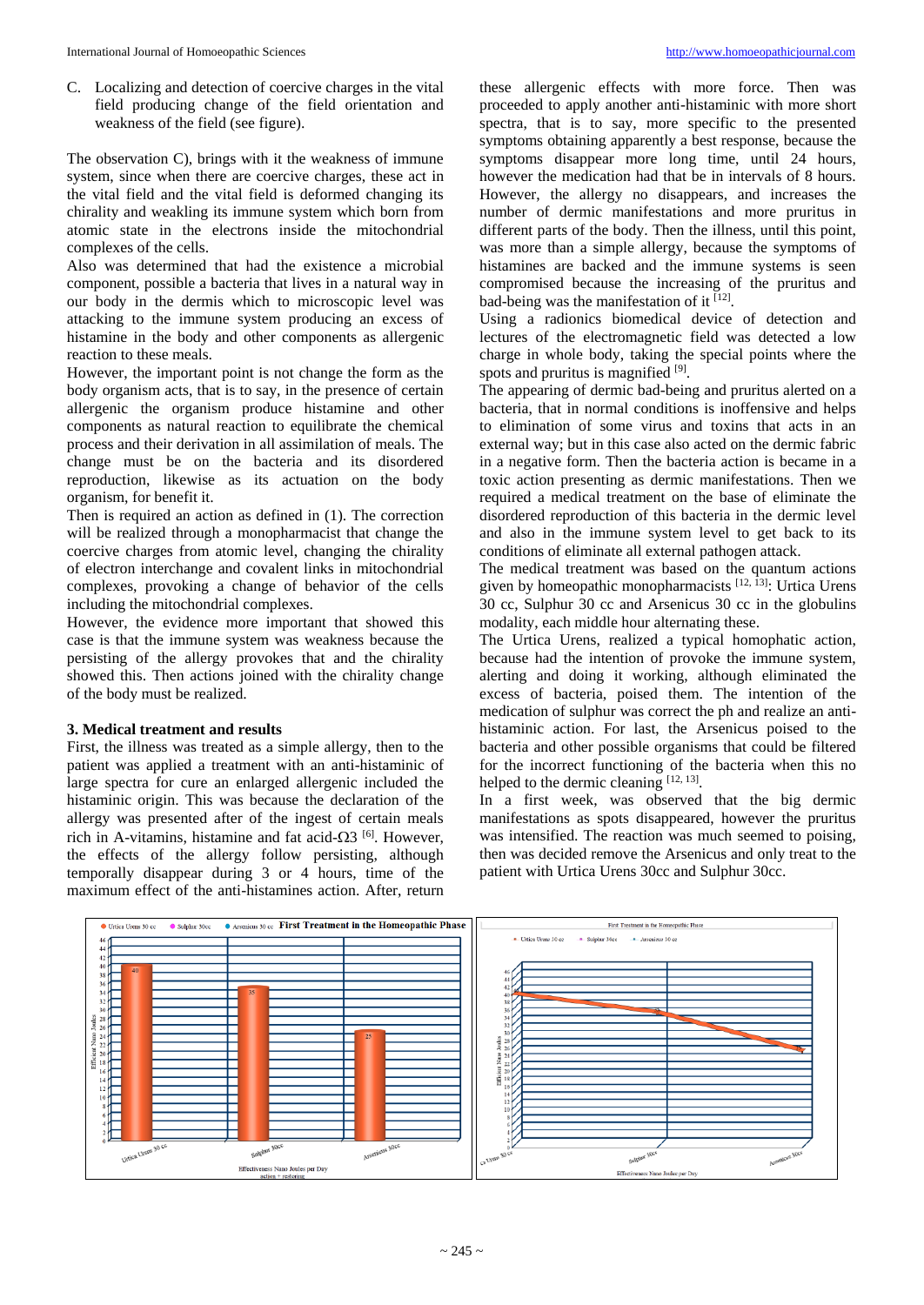C. Localizing and detection of coercive charges in the vital field producing change of the field orientation and weakness of the field (see figure).

The observation C), brings with it the weakness of immune system, since when there are coercive charges, these act in the vital field and the vital field is deformed changing its chirality and weakling its immune system which born from atomic state in the electrons inside the mitochondrial complexes of the cells.

Also was determined that had the existence a microbial component, possible a bacteria that lives in a natural way in our body in the dermis which to microscopic level was attacking to the immune system producing an excess of histamine in the body and other components as allergenic reaction to these meals.

However, the important point is not change the form as the body organism acts, that is to say, in the presence of certain allergenic the organism produce histamine and other components as natural reaction to equilibrate the chemical process and their derivation in all assimilation of meals. The change must be on the bacteria and its disordered reproduction, likewise as its actuation on the body organism, for benefit it.

Then is required an action as defined in (1). The correction will be realized through a monopharmacist that change the coercive charges from atomic level, changing the chirality of electron interchange and covalent links in mitochondrial complexes, provoking a change of behavior of the cells including the mitochondrial complexes.

However, the evidence more important that showed this case is that the immune system was weakness because the persisting of the allergy provokes that and the chirality showed this. Then actions joined with the chirality change of the body must be realized.

### 3. Medical treatment and results

First, the illness was treated as a simple allergy, then to the patient was applied a treatment with an anti-histaminic of large spectra for cure an enlarged allergenic included the histaminic origin. This was because the declaration of the allergy was presented after of the ingest of certain meals rich in A-vitamins, histamine and fat acid-Ω3 [6]. However, the effects of the allergy follow persisting, although temporally disappear during 3 or 4 hours, time of the maximum effect of the anti-histamines action. After, return these allergenic effects with more force. Then was proceeded to apply another anti-histaminic with more short spectra, that is to say, more specific to the presented symptoms obtaining apparently a best response, because the symptoms disappear more long time, until 24 hours, however the medication had that be in intervals of 8 hours. However, the allergy no disappears, and increases the number of dermic manifestations and more pruritus in different parts of the body. Then the illness, until this point, was more than a simple allergy, because the symptoms of histamines are backed and the immune systems is seen compromised because the increasing of the pruritus and bad-being was the manifestation of it [12].

Using a radionics biomedical device of detection and lectures of the electromagnetic field was detected a low charge in whole body, taking the special points where the spots and pruritus is magnified [9].

The appearing of dermic bad-being and pruritus alerted on a bacteria, that in normal conditions is inoffensive and helps to elimination of some virus and toxins that acts in an external way; but in this case also acted on the dermic fabric in a negative form. Then the bacteria action is became in a toxic action presenting as dermic manifestations. Then we required a medical treatment on the base of eliminate the disordered reproduction of this bacteria in the dermic level and also in the immune system level to get back to its conditions of eliminate all external pathogen attack.

The medical treatment was based on the quantum actions given by homeopathic monopharmacists [12, 13]: Urtica Urens 30 cc, Sulphur 30 cc and Arsenicus 30 cc in the globulins modality, each middle hour alternating these.

The Urtica Urens, realized a typical homophatic action, because had the intention of provoke the immune system, alerting and doing it working, although eliminated the excess of bacteria, poised them. The intention of the medication of sulphur was correct the ph and realize an anti-histaminic action. For last, the Arsenicus poised to the bacteria and other possible organisms that could be filtered for the incorrect functioning of the bacteria when this no helped to the dermic cleaning [12, 13].

In a first week, was observed that the big dermic manifestations as spots disappeared, however the pruritus was intensified. The reaction was much seemed to poising, then was decided remove the Arsenicus and only treat to the patient with Urtica Urens 30cc and Sulphur 30cc.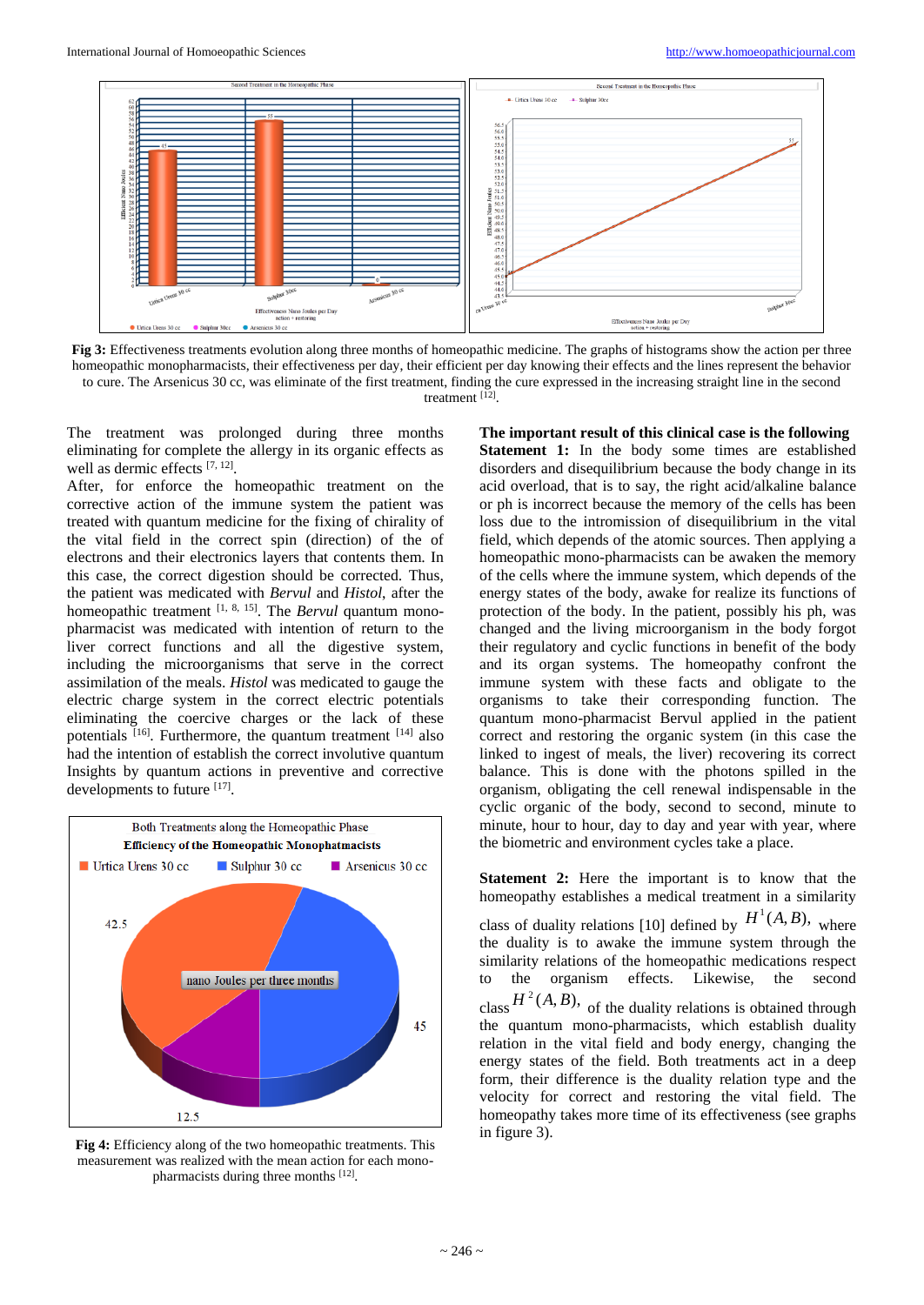**Fig 3:** Effectiveness treatments evolution along three months of homeopathic medicine. The graphs of histograms show the action per three homeopathic monopharmacists, their effectiveness per day, their efficient per day knowing their effects and the lines represent the behavior to cure. The Arsenicus 30 cc, was eliminate of the first treatment, finding the cure expressed in the increasing straight line in the second treatment [12].

The treatment was prolonged during three months eliminating for complete the allergy in its organic effects as well as dermic effects [7, 12].

After, for enforce the homeopathic treatment on the corrective action of the immune system the patient was treated with quantum medicine for the fixing of chirality of the vital field in the correct spin (direction) of the electrons and their electronics layers that contents them. In this case, the correct digestion should be corrected. Thus, the patient was medicated with *Bervul* and *Histol*, after the homeopathic treatment [1, 8, 15]. The *Bervul* quantum mono-pharmacist was medicated with intention of return to the liver correct functions and all the digestive system, including the microorganisms that serve in the correct assimilation of the meals. *Histol* was medicated to gauge the electric charge system in the correct electric potentials eliminating the coercive charges or the lack of these potentials [16]. Furthermore, the quantum treatment [14] also had the intention of establish the correct involutive quantum Insights by quantum actions in preventive and corrective developments to future [17].

**Fig 4:** Efficiency along of the two homeopathic treatments. This measurement was realized with the mean action for each mono-pharmacists during three months [12].

**The important result of this clinical case is the following**

**Statement 1:** In the body some times are established disorders and disequilibrium because the body change in its acid overload, that is to say, the right acid/alkaline balance or ph is incorrect because the memory of the cells has been loss due to the intromission of disequilibrium in the vital field, which depends of the atomic sources. Then applying a homeopathic mono-pharmacists can be awaken the memory of the cells where the immune system, which depends of the energy states of the body, awake for realize its functions of protection of the body. In the patient, possibly his ph, was changed and the living microorganism in the body forgot their regulatory and cyclic functions in benefit of the body and its organ systems. The homeopathy confront the immune system with these facts and obligate to the organisms to take their corresponding function. The quantum mono-pharmacist Bervul applied in the patient correct and restoring the organic system (in this case the linked to ingest of meals, the liver) recovering its correct balance. This is done with the photons spilled in the organism, obligating the cell renewal indispensable in the cyclic organic of the body, second to second, minute to minute, hour to hour, day to day and year with year, where the biometric and environment cycles take a place.

**Statement 2:** Here the important is to know that the homeopathy establishes a medical treatment in a similarity class of duality relations [10] defined by $H^1(A, B)$, where the duality is to awake the immune system through the similarity relations of the homeopathic medications respect to the organism effects. Likewise, the second class $H^2(A, B)$, of the duality relations is obtained through the quantum mono-pharmacists, which establish duality relation in the vital field and body energy, changing the energy states of the field. Both treatments act in a deep form, their difference is the duality relation type and the velocity for correct and restoring the vital field. The homeopathy takes more time of its effectiveness (see graphs in figure 3).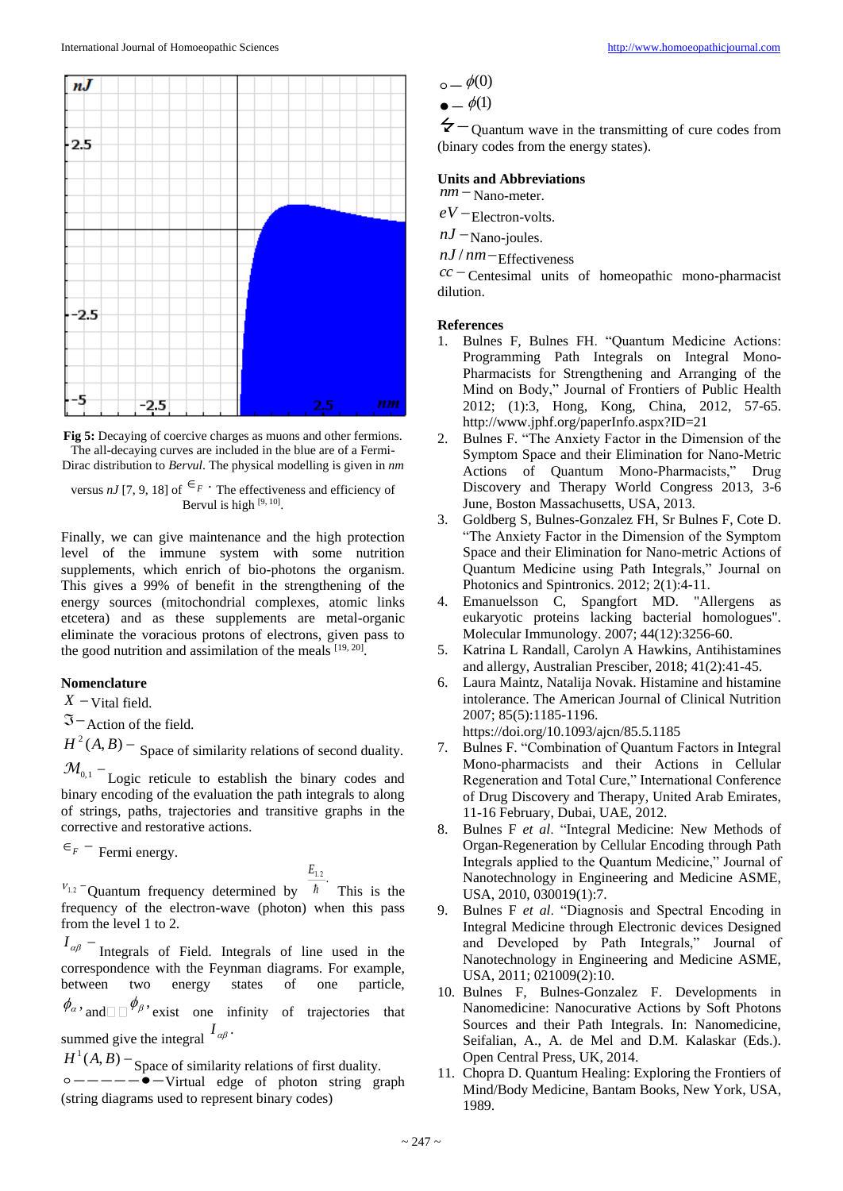**Fig 5:** Decaying of coercive charges as muons and other fermions. The all-decaying curves are included in the blue are of a Fermi-Dirac distribution to *Bervul*. The physical modelling is given in *nm* versus *nJ* [7, 9, 18] of $\in_F$. The effectiveness and efficiency of Bervul is high [9, 10].

Finally, we can give maintenance and the high protection level of the immune system with some nutrition supplements, which enrich of bio-photons the organism. This gives a 99% of benefit in the strengthening of the energy sources (mitochondrial complexes, atomic links etcetera) and as these supplements are metal-organic eliminate the voracious protons of electrons, given pass to the good nutrition and assimilation of the meals [19, 20].

**Nomenclature**

$X$ – Vital field.

$\Im$ – Action of the field.

$H^2(A,B)$ – Space of similarity relations of second duality.

$\mathcal{M}_{0,1}$ – Logic reticule to establish the binary codes and binary encoding of the evaluation the path integrals to along of strings, paths, trajectories and transitive graphs in the corrective and restorative actions.

$\in_F$ – Fermi energy.

$\nu_{1.2}$ – Quantum frequency determined by $\frac{E_{1.2}}{\hbar}$. This is the frequency of the electron-wave (photon) when this pass from the level 1 to 2.

$I_{\alpha\beta}$ – Integrals of Field. Integrals of line used in the correspondence with the Feynman diagrams. For example, between two energy states of one particle, $\phi_\alpha$, and $\phi_\beta$, exist one infinity of trajectories that summed give the integral $I_{\alpha\beta}$.

$H^1(A,B)$ – Space of similarity relations of first duality.

○—————●—Virtual edge of photon string graph (string diagrams used to represent binary codes)

○ – $\phi(0)$

● – $\phi(1)$

↯ – Quantum wave in the transmitting of cure codes from (binary codes from the energy states).

**Units and Abbreviations**

$nm$ – Nano-meter.

$eV$ – Electron-volts.

$nJ$ – Nano-joules.

$nJ/nm$ – Effectiveness

$cc$ – Centesimal units of homeopathic mono-pharmacist dilution.

**References**

1. Bulnes F, Bulnes FH. "Quantum Medicine Actions: Programming Path Integrals on Integral Mono-Pharmacists for Strengthening and Arranging of the Mind on Body," Journal of Frontiers of Public Health 2012; (1):3, Hong, Kong, China, 2012, 57-65. http://www.jphf.org/paperInfo.aspx?ID=21
2. Bulnes F. "The Anxiety Factor in the Dimension of the Symptom Space and their Elimination for Nano-Metric Actions of Quantum Mono-Pharmacists," Drug Discovery and Therapy World Congress 2013, 3-6 June, Boston Massachusetts, USA, 2013.
3. Goldberg S, Bulnes-Gonzalez FH, Sr Bulnes F, Cote D. "The Anxiety Factor in the Dimension of the Symptom Space and their Elimination for Nano-metric Actions of Quantum Medicine using Path Integrals," Journal on Photonics and Spintronics. 2012; 2(1):4-11.
4. Emanuelsson C, Spangfort MD. "Allergens as eukaryotic proteins lacking bacterial homologues". Molecular Immunology. 2007; 44(12):3256-60.
5. Katrina L Randall, Carolyn A Hawkins, Antihistamines and allergy, Australian Presciber, 2018; 41(2):41-45.
6. Laura Maintz, Natalija Novak. Histamine and histamine intolerance. The American Journal of Clinical Nutrition 2007; 85(5):1185-1196. https://doi.org/10.1093/ajcn/85.5.1185
7. Bulnes F. "Combination of Quantum Factors in Integral Mono-pharmacists and their Actions in Cellular Regeneration and Total Cure," International Conference of Drug Discovery and Therapy, United Arab Emirates, 11-16 February, Dubai, UAE, 2012.
8. Bulnes F *et al*. "Integral Medicine: New Methods of Organ-Regeneration by Cellular Encoding through Path Integrals applied to the Quantum Medicine," Journal of Nanotechnology in Engineering and Medicine ASME, USA, 2010, 030019(1):7.
9. Bulnes F *et al*. "Diagnosis and Spectral Encoding in Integral Medicine through Electronic devices Designed and Developed by Path Integrals," Journal of Nanotechnology in Engineering and Medicine ASME, USA, 2011; 021009(2):10.
10. Bulnes F, Bulnes-Gonzalez F. Developments in Nanomedicine: Nanocurative Actions by Soft Photons Sources and their Path Integrals. In: Nanomedicine, Seifalian, A., A. de Mel and D.M. Kalaskar (Eds.). Open Central Press, UK, 2014.
11. Chopra D. Quantum Healing: Exploring the Frontiers of Mind/Body Medicine, Bantam Books, New York, USA, 1989.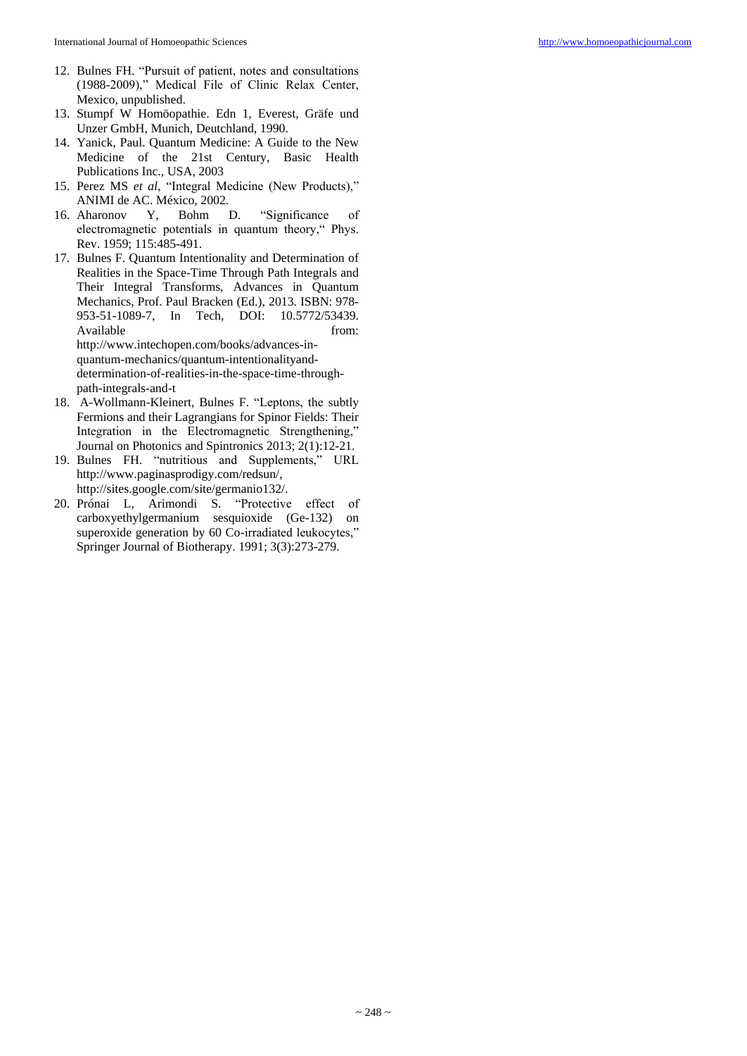12. Bulnes FH. "Pursuit of patient, notes and consultations (1988-2009)," Medical File of Clinic Relax Center, Mexico, unpublished.
13. Stumpf W Homöopathie. Edn 1, Everest, Gräfe und Unzer GmbH, Munich, Deutchland, 1990.
14. Yanick, Paul. Quantum Medicine: A Guide to the New Medicine of the 21st Century, Basic Health Publications Inc., USA, 2003
15. Perez MS *et al*, "Integral Medicine (New Products)," ANIMI de AC. México, 2002.
16. Aharonov Y, Bohm D. "Significance of electromagnetic potentials in quantum theory," Phys. Rev. 1959; 115:485-491.
17. Bulnes F. Quantum Intentionality and Determination of Realities in the Space-Time Through Path Integrals and Their Integral Transforms, Advances in Quantum Mechanics, Prof. Paul Bracken (Ed.), 2013. ISBN: 978-953-51-1089-7, In Tech, DOI: 10.5772/53439. Available from: http://www.intechopen.com/books/advances-in-quantum-mechanics/quantum-intentionalityand-determination-of-realities-in-the-space-time-through-path-integrals-and-t
18. A-Wollmann-Kleinert, Bulnes F. "Leptons, the subtly Fermions and their Lagrangians for Spinor Fields: Their Integration in the Electromagnetic Strengthening," Journal on Photonics and Spintronics 2013; 2(1):12-21.
19. Bulnes FH. "nutritious and Supplements," URL http://www.paginasprodigy.com/redsun/, http://sites.google.com/site/germanio132/.
20. Prónai L, Arimondi S. "Protective effect of carboxyethylgermanium sesquioxide (Ge-132) on superoxide generation by 60 Co-irradiated leukocytes," Springer Journal of Biotherapy. 1991; 3(3):273-279.